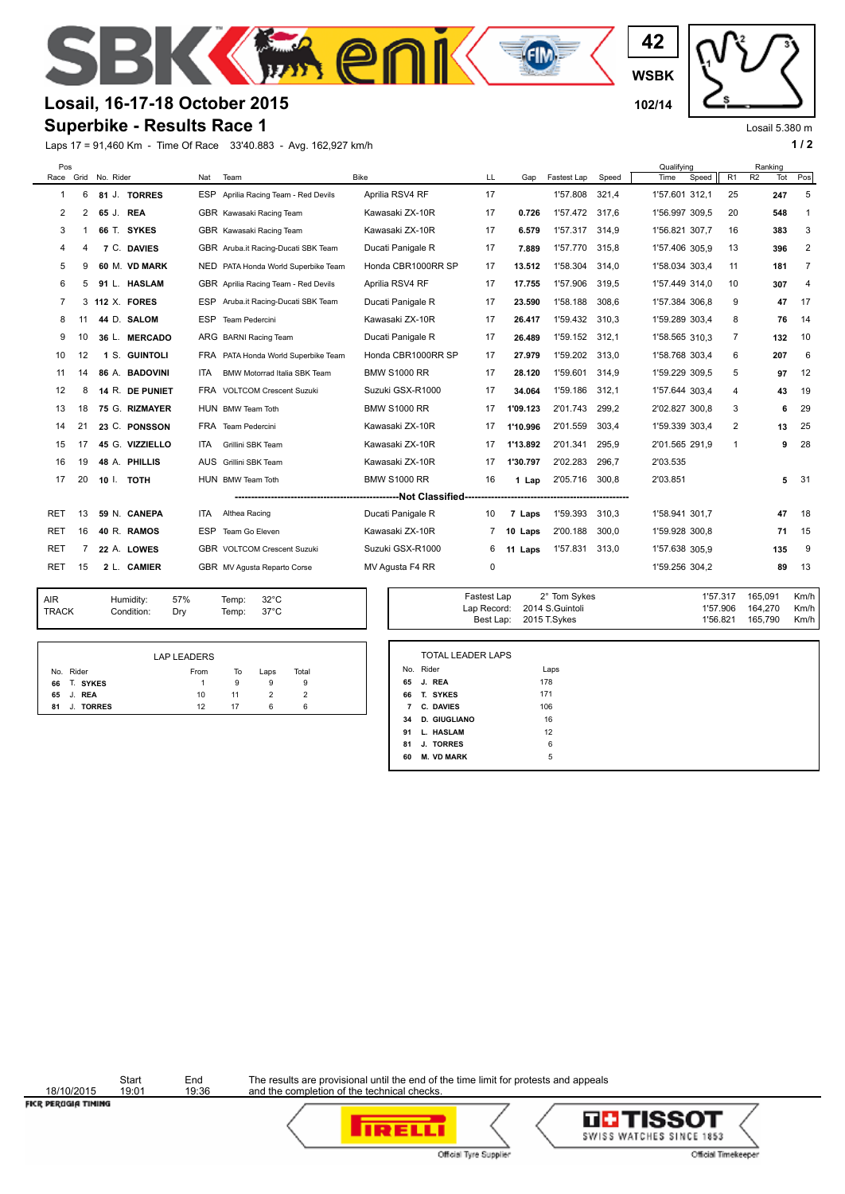# Losail, 16-17-18 October 2015

## Superbike - Results Race 1

42 WSBK 102/14

Losail 5.380 m

Laps 17 = 91,460 Km - Time Of Race 33'40.883 - Avg. 162,927 km/h

| Pos Race | Grid | No. | Rider | Nat | Team | Bike | LL | Gap | Fastest Lap | Speed | Qualifying Time | Qualifying Speed | Ranking R1 | Ranking R2 | Ranking Tot | Ranking Pos |
|---|---|---|---|---|---|---|---|---|---|---|---|---|---|---|---|---|
| 1 | 6 | 81 | J. TORRES | ESP | Aprilia Racing Team - Red Devils | Aprilia RSV4 RF | 17 | | 1'57.808 | 321,4 | 1'57.601 | 312,1 | 25 | | 247 | 5 |
| 2 | 2 | 65 | J. REA | GBR | Kawasaki Racing Team | Kawasaki ZX-10R | 17 | 0.726 | 1'57.472 | 317,6 | 1'56.997 | 309,5 | 20 | | 548 | 1 |
| 3 | 1 | 66 | T. SYKES | GBR | Kawasaki Racing Team | Kawasaki ZX-10R | 17 | 6.579 | 1'57.317 | 314,9 | 1'56.821 | 307,7 | 16 | | 383 | 3 |
| 4 | 4 | 7 | C. DAVIES | GBR | Aruba.it Racing-Ducati SBK Team | Ducati Panigale R | 17 | 7.889 | 1'57.770 | 315,8 | 1'57.406 | 305,9 | 13 | | 396 | 2 |
| 5 | 9 | 60 | M. VD MARK | NED | PATA Honda World Superbike Team | Honda CBR1000RR SP | 17 | 13.512 | 1'58.304 | 314,0 | 1'58.034 | 303,4 | 11 | | 181 | 7 |
| 6 | 5 | 91 | L. HASLAM | GBR | Aprilia Racing Team - Red Devils | Aprilia RSV4 RF | 17 | 17.755 | 1'57.906 | 319,5 | 1'57.449 | 314,0 | 10 | | 307 | 4 |
| 7 | 3 | 112 | X. FORES | ESP | Aruba.it Racing-Ducati SBK Team | Ducati Panigale R | 17 | 23.590 | 1'58.188 | 308,6 | 1'57.384 | 306,8 | 9 | | 47 | 17 |
| 8 | 11 | 44 | D. SALOM | ESP | Team Pedercini | Kawasaki ZX-10R | 17 | 26.417 | 1'59.432 | 310,3 | 1'59.289 | 303,4 | 8 | | 76 | 14 |
| 9 | 10 | 36 | L. MERCADO | ARG | BARNI Racing Team | Ducati Panigale R | 17 | 26.489 | 1'59.152 | 312,1 | 1'58.565 | 310,3 | 7 | | 132 | 10 |
| 10 | 12 | 1 | S. GUINTOLI | FRA | PATA Honda World Superbike Team | Honda CBR1000RR SP | 17 | 27.979 | 1'59.202 | 313,0 | 1'58.768 | 303,4 | 6 | | 207 | 6 |
| 11 | 14 | 86 | A. BADOVINI | ITA | BMW Motorrad Italia SBK Team | BMW S1000 RR | 17 | 28.120 | 1'59.601 | 314,9 | 1'59.229 | 309,5 | 5 | | 97 | 12 |
| 12 | 8 | 14 | R. DE PUNIET | FRA | VOLTCOM Crescent Suzuki | Suzuki GSX-R1000 | 17 | 34.064 | 1'59.186 | 312,1 | 1'57.644 | 303,4 | 4 | | 43 | 19 |
| 13 | 18 | 75 | G. RIZMAYER | HUN | BMW Team Toth | BMW S1000 RR | 17 | 1'09.123 | 2'01.743 | 299,2 | 2'02.827 | 300,8 | 3 | | 6 | 29 |
| 14 | 21 | 23 | C. PONSSON | FRA | Team Pedercini | Kawasaki ZX-10R | 17 | 1'10.996 | 2'01.559 | 303,4 | 1'59.339 | 303,4 | 2 | | 13 | 25 |
| 15 | 17 | 45 | G. VIZZIELLO | ITA | Grillini SBK Team | Kawasaki ZX-10R | 17 | 1'13.892 | 2'01.341 | 295,9 | 2'01.565 | 291,9 | 1 | | 9 | 28 |
| 16 | 19 | 48 | A. PHILLIS | AUS | Grillini SBK Team | Kawasaki ZX-10R | 17 | 1'30.797 | 2'02.283 | 296,7 | 2'03.535 | | | | | |
| 17 | 20 | 10 | I. TOTH | HUN | BMW Team Toth | BMW S1000 RR | 16 | 1 Lap | 2'05.716 | 300,8 | 2'03.851 | | | | 5 | 31 |
| | | | **Not Classified** | | | | | | | | | | | | | |
| RET | 13 | 59 | N. CANEPA | ITA | Althea Racing | Ducati Panigale R | 10 | 7 Laps | 1'59.393 | 310,3 | 1'58.941 | 301,7 | | | 47 | 18 |
| RET | 16 | 40 | R. RAMOS | ESP | Team Go Eleven | Kawasaki ZX-10R | 7 | 10 Laps | 2'00.188 | 300,0 | 1'59.928 | 300,8 | | | 71 | 15 |
| RET | 7 | 22 | A. LOWES | GBR | VOLTCOM Crescent Suzuki | Suzuki GSX-R1000 | 6 | 11 Laps | 1'57.831 | 313,0 | 1'57.638 | 305,9 | | | 135 | 9 |
| RET | 15 | 2 | L. CAMIER | GBR | MV Agusta Reparto Corse | MV Agusta F4 RR | 0 | | | | 1'59.256 | 304,2 | | | 89 | 13 |

| | | | | |
|---|---|---|---|---|
| AIR | Humidity: | 57% | Temp: | 32°C |
| TRACK | Condition: | Dry | Temp: | 37°C |

| | | | | |
|---|---|---|---|---|
| Fastest Lap | 2° Tom Sykes | 1'57.317 | 165,091 | Km/h |
| Lap Record: | 2014 S.Guintoli | 1'57.906 | 164,270 | Km/h |
| Best Lap: | 2015 T.Sykes | 1'56.821 | 165,790 | Km/h |

**LAP LEADERS**

| No. | Rider | From | To | Laps | Total |
|---|---|---|---|---|---|
| 66 | T. SYKES | 1 | 9 | 9 | 9 |
| 65 | J. REA | 10 | 11 | 2 | 2 |
| 81 | J. TORRES | 12 | 17 | 6 | 6 |

**TOTAL LEADER LAPS**

| No. | Rider | Laps |
|---|---|---|
| 65 | J. REA | 178 |
| 66 | T. SYKES | 171 |
| 7 | C. DAVIES | 106 |
| 34 | D. GIUGLIANO | 16 |
| 91 | L. HASLAM | 12 |
| 81 | J. TORRES | 6 |
| 60 | M. VD MARK | 5 |

| | Start | End |
|---|---|---|
| 18/10/2015 | 19:01 | 19:36 |

The results are provisional until the end of the time limit for protests and appeals and the completion of the technical checks.

FICR PERUGIA TIMING

Official Tyre Supplier — PIRELLI

Official Timekeeper — TISSOT SWISS WATCHES SINCE 1853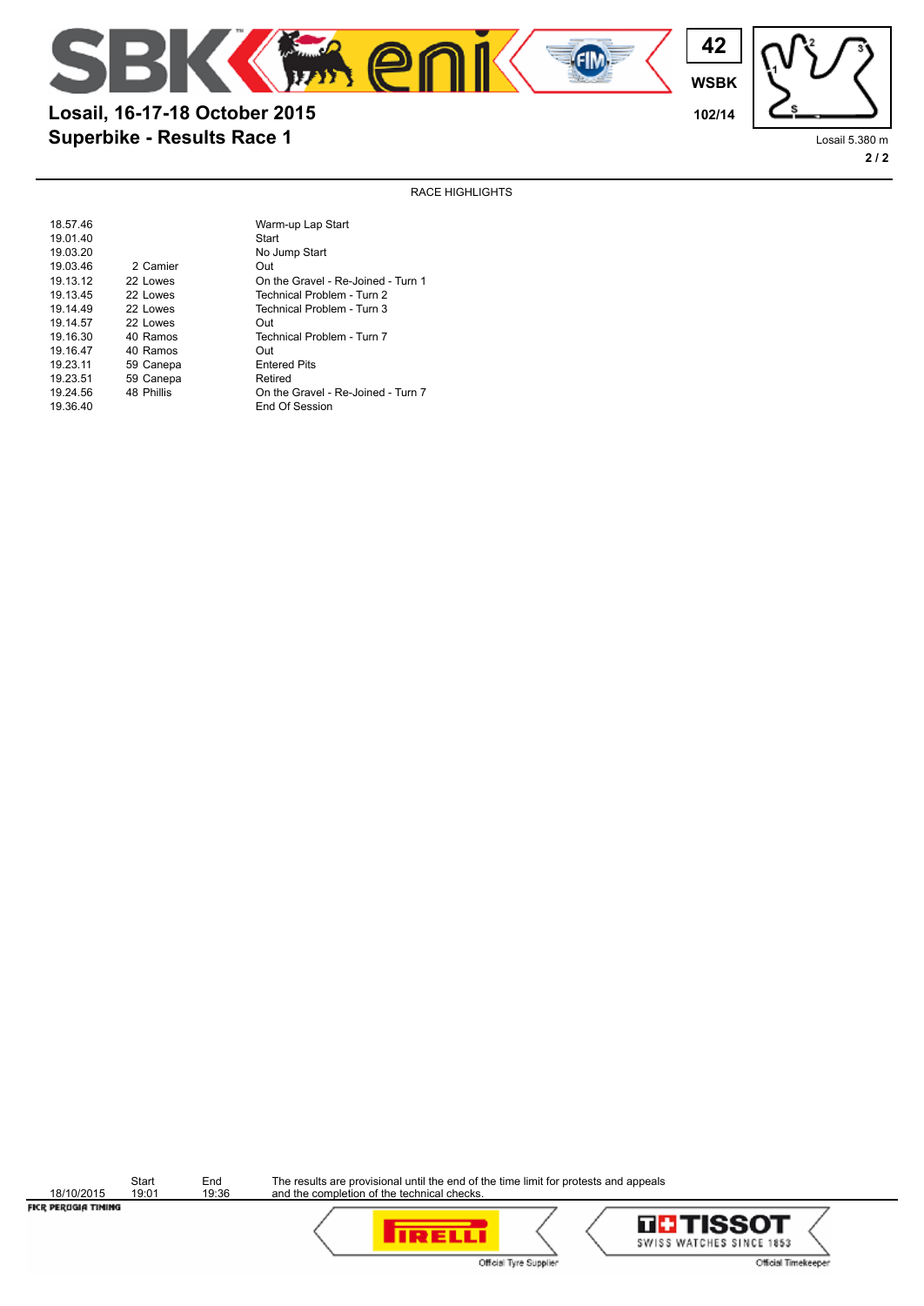Losail, 16-17-18 October 2015

Superbike - Results Race 1

RACE HIGHLIGHTS

| | | |
|---|---|---|
| 18.57.46 | | Warm-up Lap Start |
| 19.01.40 | | Start |
| 19.03.20 | | No Jump Start |
| 19.03.46 | 2 Camier | Out |
| 19.13.12 | 22 Lowes | On the Gravel - Re-Joined - Turn 1 |
| 19.13.45 | 22 Lowes | Technical Problem - Turn 2 |
| 19.14.49 | 22 Lowes | Technical Problem - Turn 3 |
| 19.14.57 | 22 Lowes | Out |
| 19.16.30 | 40 Ramos | Technical Problem - Turn 7 |
| 19.16.47 | 40 Ramos | Out |
| 19.23.11 | 59 Canepa | Entered Pits |
| 19.23.51 | 59 Canepa | Retired |
| 19.24.56 | 48 Phillis | On the Gravel - Re-Joined - Turn 7 |
| 19.36.40 | | End Of Session |

| | Start | End |
|---|---|---|
| 18/10/2015 | 19:01 | 19:36 |

The results are provisional until the end of the time limit for protests and appeals and the completion of the technical checks.